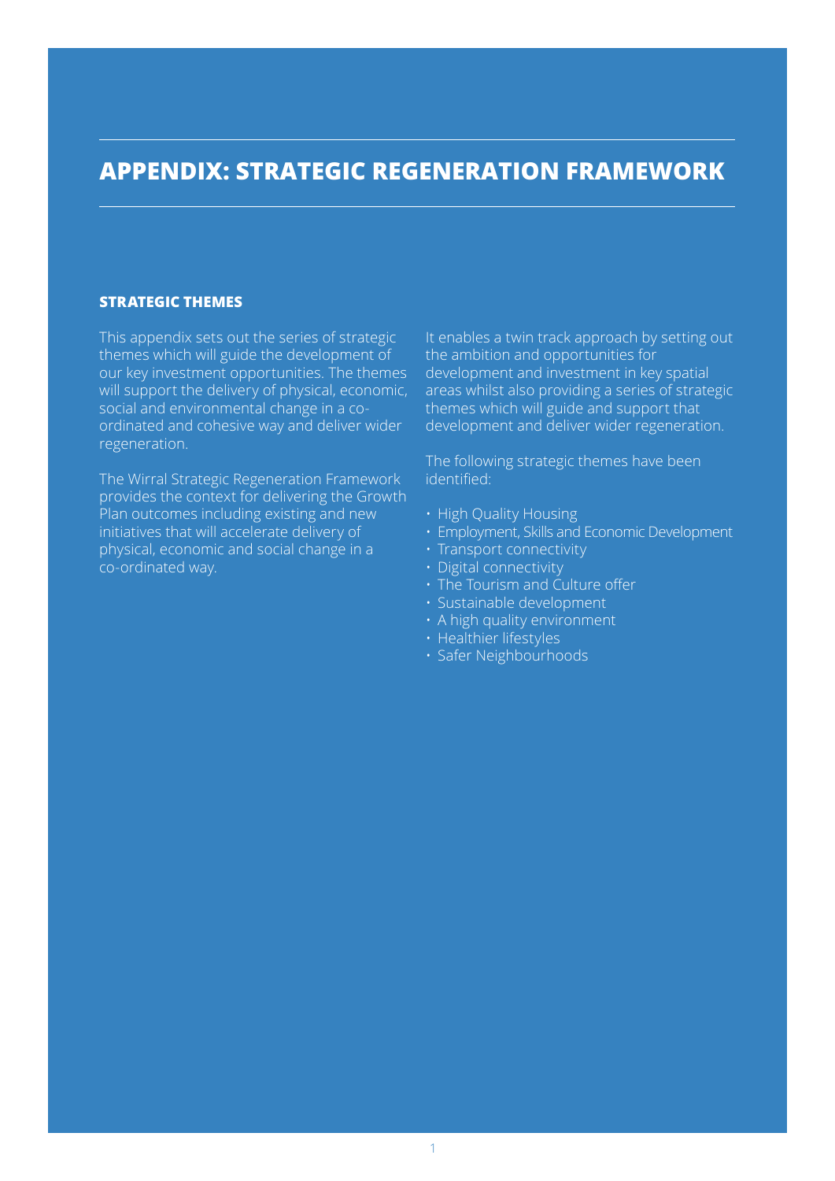# APPENDIX: STRATEGIC REGENERATION FRAMEWORK

## STRATEGIC THEMES

This appendix sets out the series of strategic themes which will guide the development of our key investment opportunities. The themes will support the delivery of physical, economic, social and environmental change in a co-ordinated and cohesive way and deliver wider regeneration.

The Wirral Strategic Regeneration Framework provides the context for delivering the Growth Plan outcomes including existing and new initiatives that will accelerate delivery of physical, economic and social change in a co-ordinated way.

It enables a twin track approach by setting out the ambition and opportunities for development and investment in key spatial areas whilst also providing a series of strategic themes which will guide and support that development and deliver wider regeneration.

The following strategic themes have been identified:

- High Quality Housing
- Employment, Skills and Economic Development
- Transport connectivity
- Digital connectivity
- The Tourism and Culture offer
- Sustainable development
- A high quality environment
- Healthier lifestyles
- Safer Neighbourhoods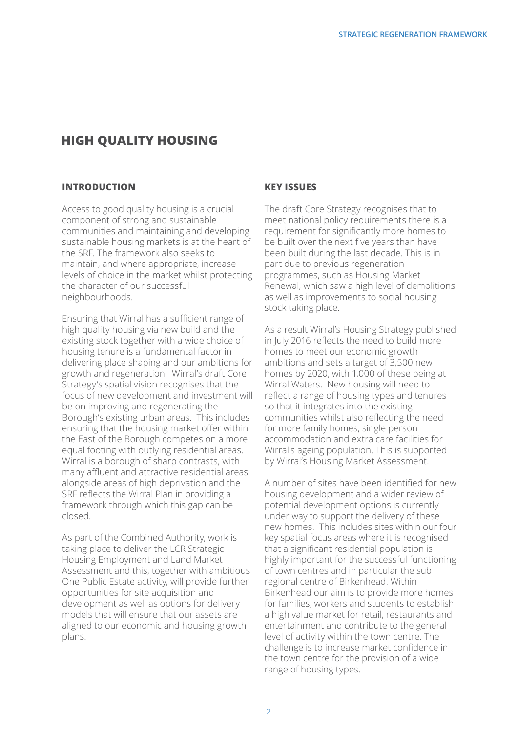## HIGH QUALITY HOUSING

### INTRODUCTION

Access to good quality housing is a crucial component of strong and sustainable communities and maintaining and developing sustainable housing markets is at the heart of the SRF. The framework also seeks to maintain, and where appropriate, increase levels of choice in the market whilst protecting the character of our successful neighbourhoods.

Ensuring that Wirral has a sufficient range of high quality housing via new build and the existing stock together with a wide choice of housing tenure is a fundamental factor in delivering place shaping and our ambitions for growth and regeneration. Wirral's draft Core Strategy's spatial vision recognises that the focus of new development and investment will be on improving and regenerating the Borough's existing urban areas. This includes ensuring that the housing market offer within the East of the Borough competes on a more equal footing with outlying residential areas. Wirral is a borough of sharp contrasts, with many affluent and attractive residential areas alongside areas of high deprivation and the SRF reflects the Wirral Plan in providing a framework through which this gap can be closed.

As part of the Combined Authority, work is taking place to deliver the LCR Strategic Housing Employment and Land Market Assessment and this, together with ambitious One Public Estate activity, will provide further opportunities for site acquisition and development as well as options for delivery models that will ensure that our assets are aligned to our economic and housing growth plans.

### KEY ISSUES

The draft Core Strategy recognises that to meet national policy requirements there is a requirement for significantly more homes to be built over the next five years than have been built during the last decade. This is in part due to previous regeneration programmes, such as Housing Market Renewal, which saw a high level of demolitions as well as improvements to social housing stock taking place.

As a result Wirral's Housing Strategy published in July 2016 reflects the need to build more homes to meet our economic growth ambitions and sets a target of 3,500 new homes by 2020, with 1,000 of these being at Wirral Waters. New housing will need to reflect a range of housing types and tenures so that it integrates into the existing communities whilst also reflecting the need for more family homes, single person accommodation and extra care facilities for Wirral's ageing population. This is supported by Wirral's Housing Market Assessment.

A number of sites have been identified for new housing development and a wider review of potential development options is currently under way to support the delivery of these new homes. This includes sites within our four key spatial focus areas where it is recognised that a significant residential population is highly important for the successful functioning of town centres and in particular the sub regional centre of Birkenhead. Within Birkenhead our aim is to provide more homes for families, workers and students to establish a high value market for retail, restaurants and entertainment and contribute to the general level of activity within the town centre. The challenge is to increase market confidence in the town centre for the provision of a wide range of housing types.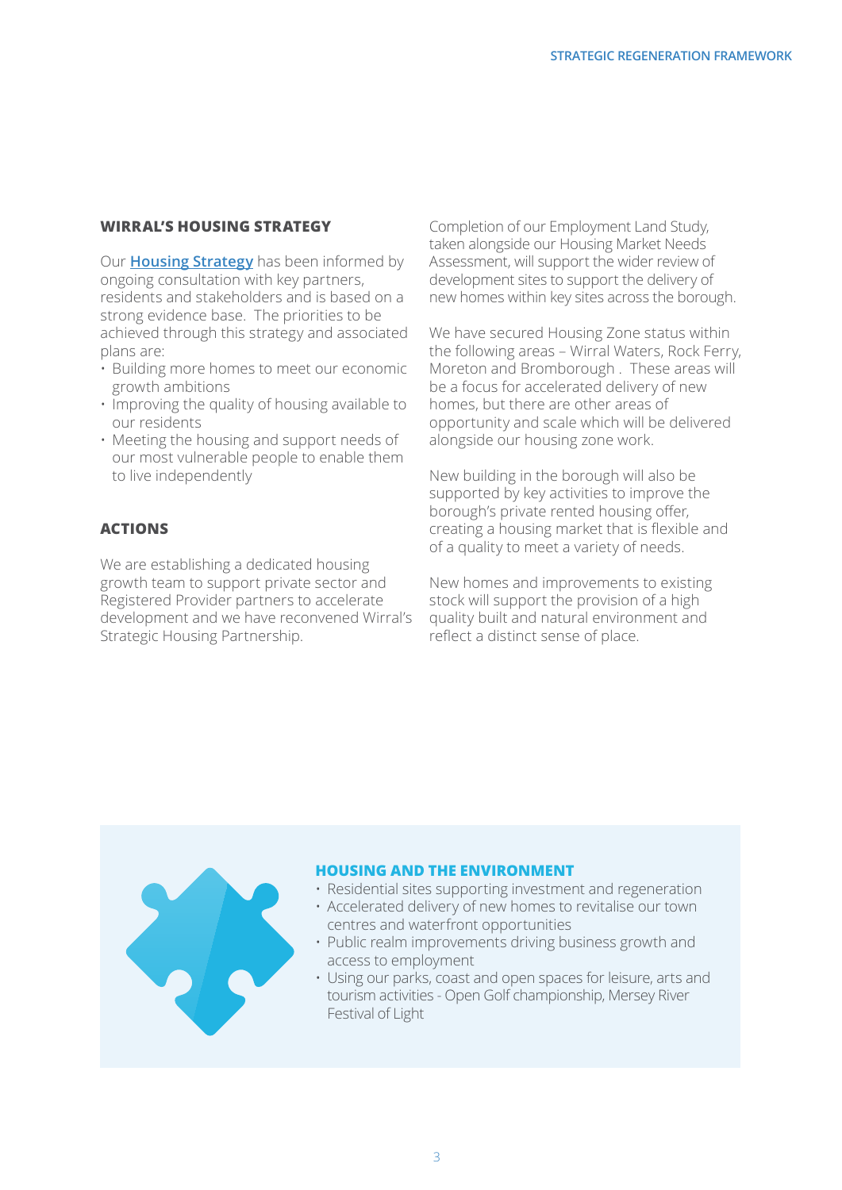## WIRRAL'S HOUSING STRATEGY

Our **Housing Strategy** has been informed by ongoing consultation with key partners, residents and stakeholders and is based on a strong evidence base. The priorities to be achieved through this strategy and associated plans are:

- Building more homes to meet our economic growth ambitions
- Improving the quality of housing available to our residents
- Meeting the housing and support needs of our most vulnerable people to enable them to live independently

## ACTIONS

We are establishing a dedicated housing growth team to support private sector and Registered Provider partners to accelerate development and we have reconvened Wirral's Strategic Housing Partnership.

Completion of our Employment Land Study, taken alongside our Housing Market Needs Assessment, will support the wider review of development sites to support the delivery of new homes within key sites across the borough.

We have secured Housing Zone status within the following areas – Wirral Waters, Rock Ferry, Moreton and Bromborough . These areas will be a focus for accelerated delivery of new homes, but there are other areas of opportunity and scale which will be delivered alongside our housing zone work.

New building in the borough will also be supported by key activities to improve the borough's private rented housing offer, creating a housing market that is flexible and of a quality to meet a variety of needs.

New homes and improvements to existing stock will support the provision of a high quality built and natural environment and reflect a distinct sense of place.

### HOUSING AND THE ENVIRONMENT

- Residential sites supporting investment and regeneration
- Accelerated delivery of new homes to revitalise our town centres and waterfront opportunities
- Public realm improvements driving business growth and access to employment
- Using our parks, coast and open spaces for leisure, arts and tourism activities - Open Golf championship, Mersey River Festival of Light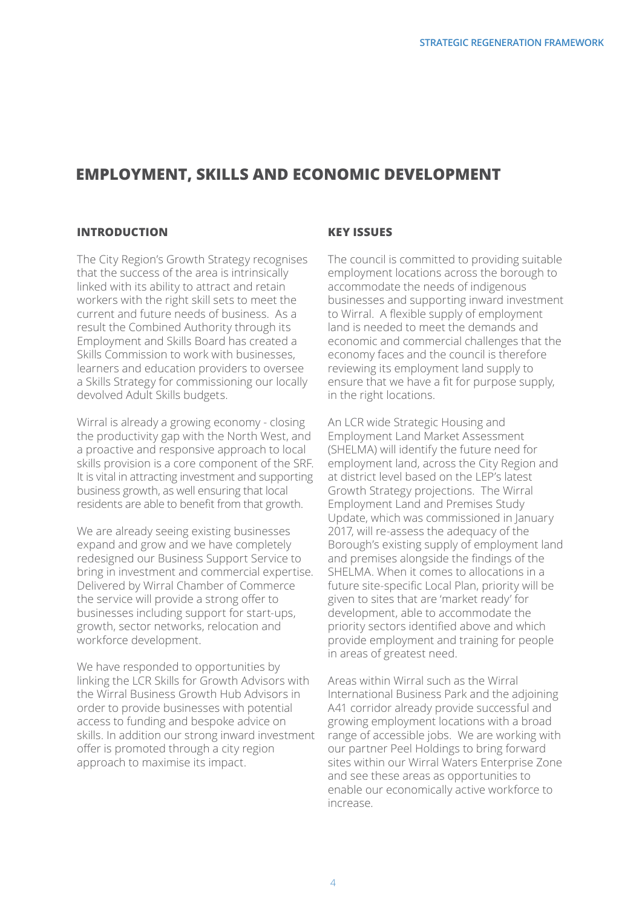## EMPLOYMENT, SKILLS AND ECONOMIC DEVELOPMENT

### INTRODUCTION

The City Region's Growth Strategy recognises that the success of the area is intrinsically linked with its ability to attract and retain workers with the right skill sets to meet the current and future needs of business. As a result the Combined Authority through its Employment and Skills Board has created a Skills Commission to work with businesses, learners and education providers to oversee a Skills Strategy for commissioning our locally devolved Adult Skills budgets.

Wirral is already a growing economy - closing the productivity gap with the North West, and a proactive and responsive approach to local skills provision is a core component of the SRF. It is vital in attracting investment and supporting business growth, as well ensuring that local residents are able to benefit from that growth.

We are already seeing existing businesses expand and grow and we have completely redesigned our Business Support Service to bring in investment and commercial expertise. Delivered by Wirral Chamber of Commerce the service will provide a strong offer to businesses including support for start-ups, growth, sector networks, relocation and workforce development.

We have responded to opportunities by linking the LCR Skills for Growth Advisors with the Wirral Business Growth Hub Advisors in order to provide businesses with potential access to funding and bespoke advice on skills. In addition our strong inward investment offer is promoted through a city region approach to maximise its impact.

### KEY ISSUES

The council is committed to providing suitable employment locations across the borough to accommodate the needs of indigenous businesses and supporting inward investment to Wirral. A flexible supply of employment land is needed to meet the demands and economic and commercial challenges that the economy faces and the council is therefore reviewing its employment land supply to ensure that we have a fit for purpose supply, in the right locations.

An LCR wide Strategic Housing and Employment Land Market Assessment (SHELMA) will identify the future need for employment land, across the City Region and at district level based on the LEP's latest Growth Strategy projections. The Wirral Employment Land and Premises Study Update, which was commissioned in January 2017, will re-assess the adequacy of the Borough's existing supply of employment land and premises alongside the findings of the SHELMA. When it comes to allocations in a future site-specific Local Plan, priority will be given to sites that are 'market ready' for development, able to accommodate the priority sectors identified above and which provide employment and training for people in areas of greatest need.

Areas within Wirral such as the Wirral International Business Park and the adjoining A41 corridor already provide successful and growing employment locations with a broad range of accessible jobs. We are working with our partner Peel Holdings to bring forward sites within our Wirral Waters Enterprise Zone and see these areas as opportunities to enable our economically active workforce to increase.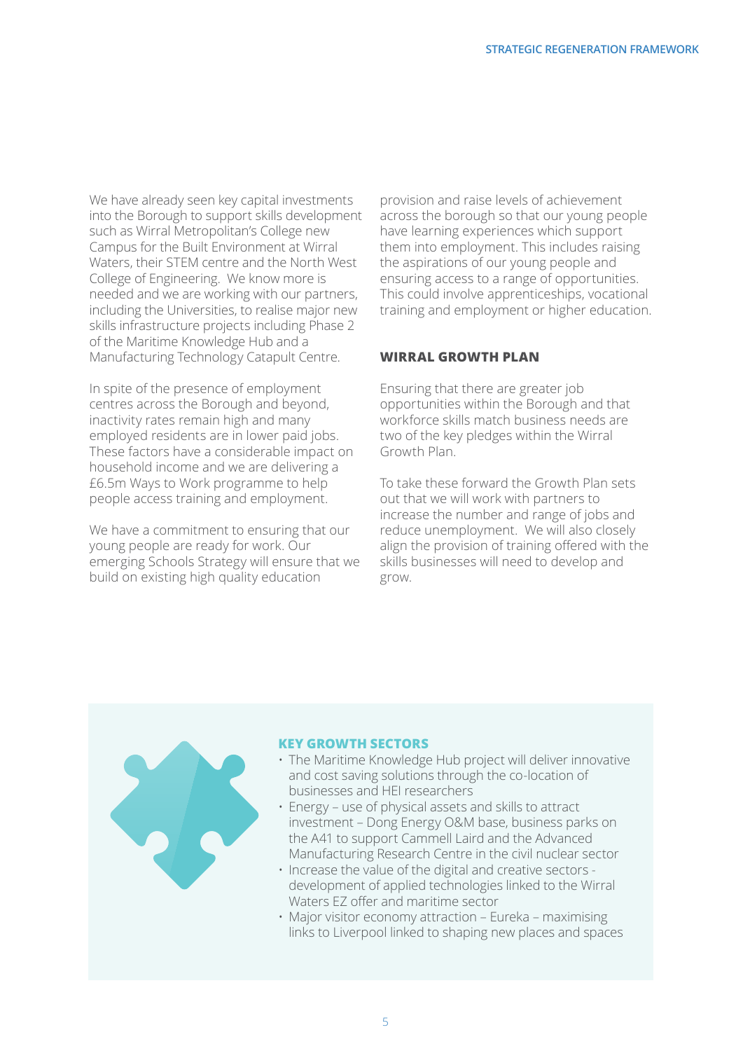We have already seen key capital investments into the Borough to support skills development such as Wirral Metropolitan's College new Campus for the Built Environment at Wirral Waters, their STEM centre and the North West College of Engineering. We know more is needed and we are working with our partners, including the Universities, to realise major new skills infrastructure projects including Phase 2 of the Maritime Knowledge Hub and a Manufacturing Technology Catapult Centre.

In spite of the presence of employment centres across the Borough and beyond, inactivity rates remain high and many employed residents are in lower paid jobs. These factors have a considerable impact on household income and we are delivering a £6.5m Ways to Work programme to help people access training and employment.

We have a commitment to ensuring that our young people are ready for work. Our emerging Schools Strategy will ensure that we build on existing high quality education provision and raise levels of achievement across the borough so that our young people have learning experiences which support them into employment. This includes raising the aspirations of our young people and ensuring access to a range of opportunities. This could involve apprenticeships, vocational training and employment or higher education.

## WIRRAL GROWTH PLAN

Ensuring that there are greater job opportunities within the Borough and that workforce skills match business needs are two of the key pledges within the Wirral Growth Plan.

To take these forward the Growth Plan sets out that we will work with partners to increase the number and range of jobs and reduce unemployment. We will also closely align the provision of training offered with the skills businesses will need to develop and grow.

### KEY GROWTH SECTORS

- The Maritime Knowledge Hub project will deliver innovative and cost saving solutions through the co-location of businesses and HEI researchers
- Energy – use of physical assets and skills to attract investment – Dong Energy O&M base, business parks on the A41 to support Cammell Laird and the Advanced Manufacturing Research Centre in the civil nuclear sector
- Increase the value of the digital and creative sectors - development of applied technologies linked to the Wirral Waters EZ offer and maritime sector
- Major visitor economy attraction – Eureka – maximising links to Liverpool linked to shaping new places and spaces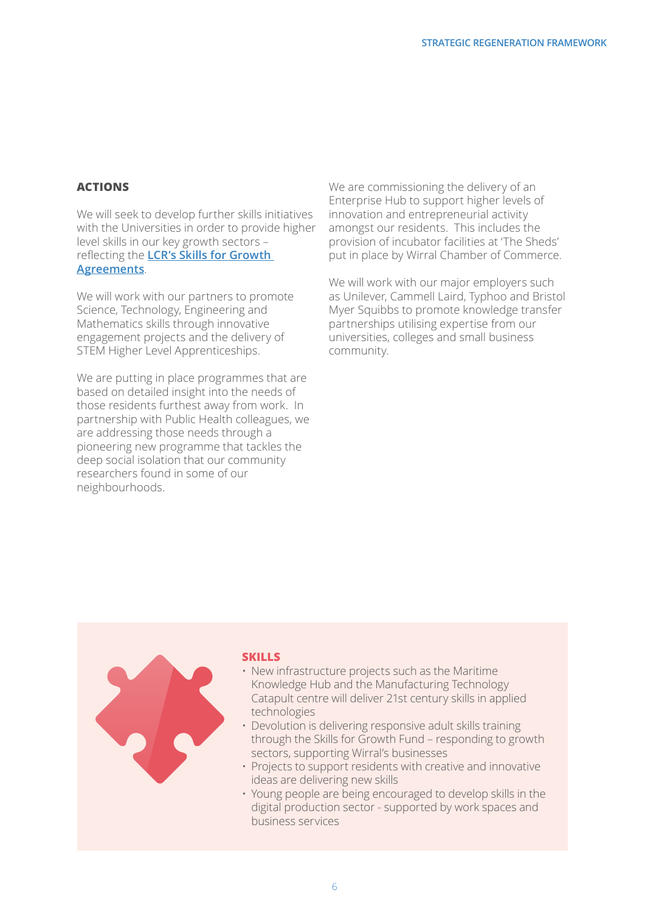## ACTIONS

We will seek to develop further skills initiatives with the Universities in order to provide higher level skills in our key growth sectors – reflecting the **LCR's Skills for Growth Agreements**.

We will work with our partners to promote Science, Technology, Engineering and Mathematics skills through innovative engagement projects and the delivery of STEM Higher Level Apprenticeships.

We are putting in place programmes that are based on detailed insight into the needs of those residents furthest away from work. In partnership with Public Health colleagues, we are addressing those needs through a pioneering new programme that tackles the deep social isolation that our community researchers found in some of our neighbourhoods.

We are commissioning the delivery of an Enterprise Hub to support higher levels of innovation and entrepreneurial activity amongst our residents. This includes the provision of incubator facilities at 'The Sheds' put in place by Wirral Chamber of Commerce.

We will work with our major employers such as Unilever, Cammell Laird, Typhoo and Bristol Myer Squibbs to promote knowledge transfer partnerships utilising expertise from our universities, colleges and small business community.

### SKILLS

- New infrastructure projects such as the Maritime Knowledge Hub and the Manufacturing Technology Catapult centre will deliver 21st century skills in applied technologies
- Devolution is delivering responsive adult skills training through the Skills for Growth Fund – responding to growth sectors, supporting Wirral's businesses
- Projects to support residents with creative and innovative ideas are delivering new skills
- Young people are being encouraged to develop skills in the digital production sector - supported by work spaces and business services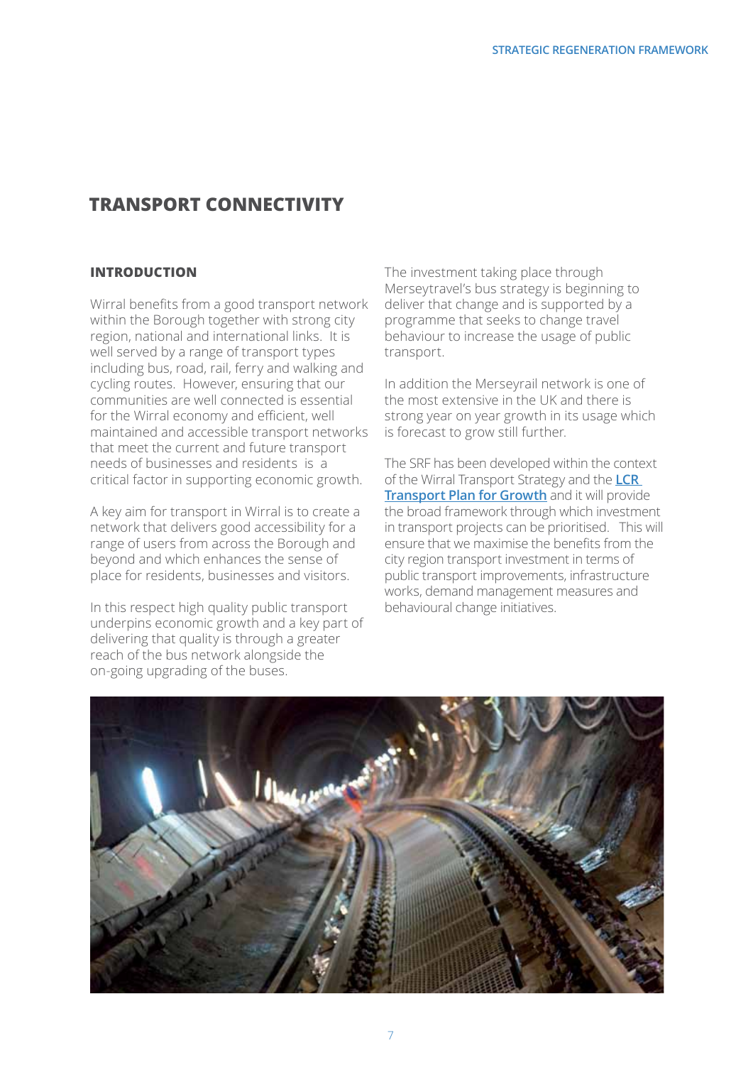# TRANSPORT CONNECTIVITY

## INTRODUCTION

Wirral benefits from a good transport network within the Borough together with strong city region, national and international links. It is well served by a range of transport types including bus, road, rail, ferry and walking and cycling routes. However, ensuring that our communities are well connected is essential for the Wirral economy and efficient, well maintained and accessible transport networks that meet the current and future transport needs of businesses and residents is a critical factor in supporting economic growth.

A key aim for transport in Wirral is to create a network that delivers good accessibility for a range of users from across the Borough and beyond and which enhances the sense of place for residents, businesses and visitors.

In this respect high quality public transport underpins economic growth and a key part of delivering that quality is through a greater reach of the bus network alongside the on-going upgrading of the buses.

The investment taking place through Merseytravel's bus strategy is beginning to deliver that change and is supported by a programme that seeks to change travel behaviour to increase the usage of public transport.

In addition the Merseyrail network is one of the most extensive in the UK and there is strong year on year growth in its usage which is forecast to grow still further.

The SRF has been developed within the context of the Wirral Transport Strategy and the **LCR Transport Plan for Growth** and it will provide the broad framework through which investment in transport projects can be prioritised. This will ensure that we maximise the benefits from the city region transport investment in terms of public transport improvements, infrastructure works, demand management measures and behavioural change initiatives.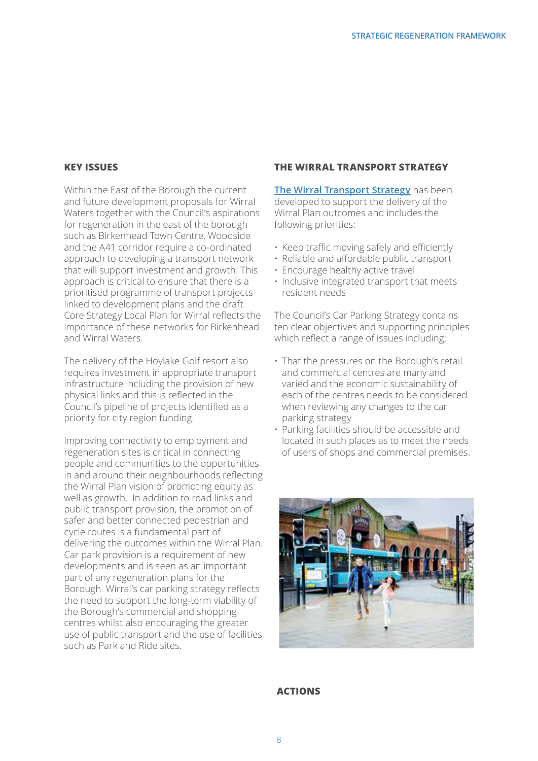## KEY ISSUES

Within the East of the Borough the current and future development proposals for Wirral Waters together with the Council's aspirations for regeneration in the east of the borough such as Birkenhead Town Centre, Woodside and the A41 corridor require a co-ordinated approach to developing a transport network that will support investment and growth. This approach is critical to ensure that there is a prioritised programme of transport projects linked to development plans and the draft Core Strategy Local Plan for Wirral reflects the importance of these networks for Birkenhead and Wirral Waters.

The delivery of the Hoylake Golf resort also requires investment in appropriate transport infrastructure including the provision of new physical links and this is reflected in the Council's pipeline of projects identified as a priority for city region funding.

Improving connectivity to employment and regeneration sites is critical in connecting people and communities to the opportunities in and around their neighbourhoods reflecting the Wirral Plan vision of promoting equity as well as growth. In addition to road links and public transport provision, the promotion of safer and better connected pedestrian and cycle routes is a fundamental part of delivering the outcomes within the Wirral Plan. Car park provision is a requirement of new developments and is seen as an important part of any regeneration plans for the Borough. Wirral's car parking strategy reflects the need to support the long-term viability of the Borough's commercial and shopping centres whilst also encouraging the greater use of public transport and the use of facilities such as Park and Ride sites.

## THE WIRRAL TRANSPORT STRATEGY

The Wirral Transport Strategy has been developed to support the delivery of the Wirral Plan outcomes and includes the following priorities:

- Keep traffic moving safely and efficiently
- Reliable and affordable public transport
- Encourage healthy active travel
- Inclusive integrated transport that meets resident needs

The Council's Car Parking Strategy contains ten clear objectives and supporting principles which reflect a range of issues including:

- That the pressures on the Borough's retail and commercial centres are many and varied and the economic sustainability of each of the centres needs to be considered when reviewing any changes to the car parking strategy
- Parking facilities should be accessible and located in such places as to meet the needs of users of shops and commercial premises.

## ACTIONS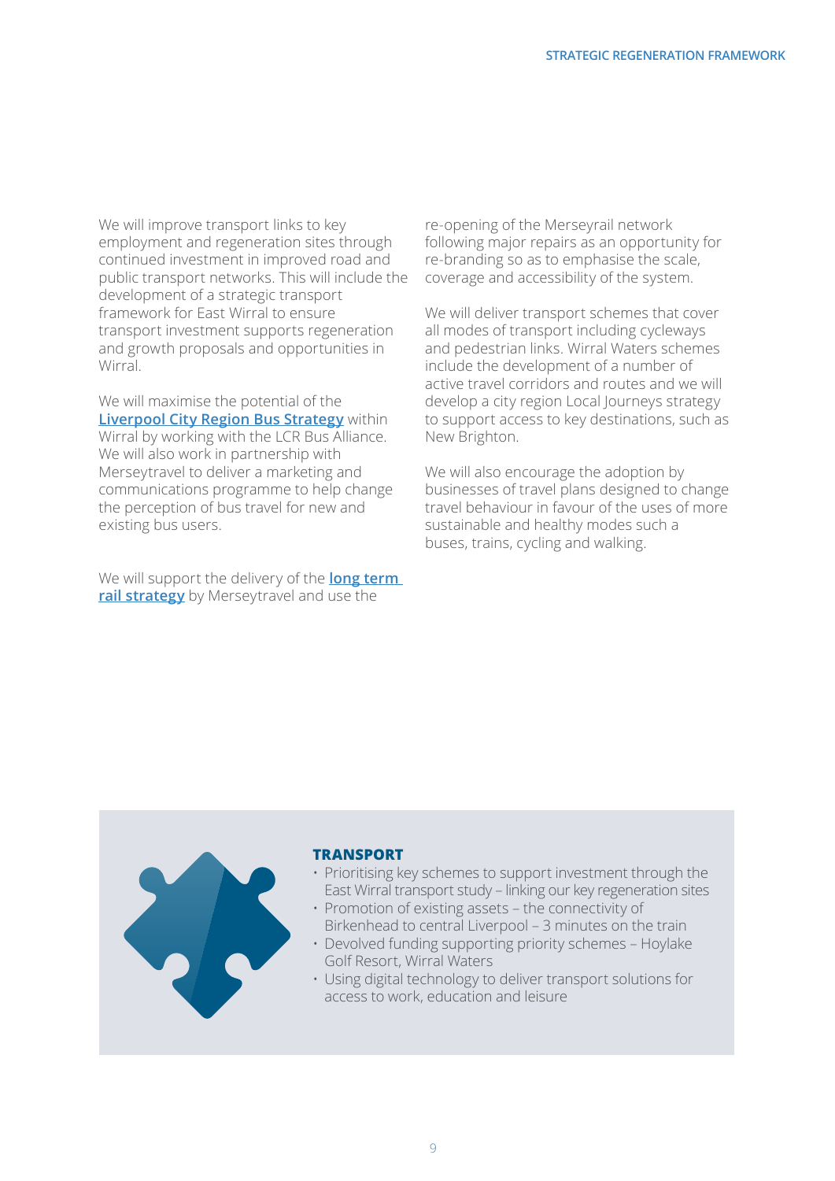We will improve transport links to key employment and regeneration sites through continued investment in improved road and public transport networks. This will include the development of a strategic transport framework for East Wirral to ensure transport investment supports regeneration and growth proposals and opportunities in Wirral.

We will maximise the potential of the **Liverpool City Region Bus Strategy** within Wirral by working with the LCR Bus Alliance. We will also work in partnership with Merseytravel to deliver a marketing and communications programme to help change the perception of bus travel for new and existing bus users.

We will support the delivery of the **long term rail strategy** by Merseytravel and use the re-opening of the Merseyrail network following major repairs as an opportunity for re-branding so as to emphasise the scale, coverage and accessibility of the system.

We will deliver transport schemes that cover all modes of transport including cycleways and pedestrian links. Wirral Waters schemes include the development of a number of active travel corridors and routes and we will develop a city region Local Journeys strategy to support access to key destinations, such as New Brighton.

We will also encourage the adoption by businesses of travel plans designed to change travel behaviour in favour of the uses of more sustainable and healthy modes such a buses, trains, cycling and walking.

**TRANSPORT**

- Prioritising key schemes to support investment through the East Wirral transport study – linking our key regeneration sites
- Promotion of existing assets – the connectivity of Birkenhead to central Liverpool – 3 minutes on the train
- Devolved funding supporting priority schemes – Hoylake Golf Resort, Wirral Waters
- Using digital technology to deliver transport solutions for access to work, education and leisure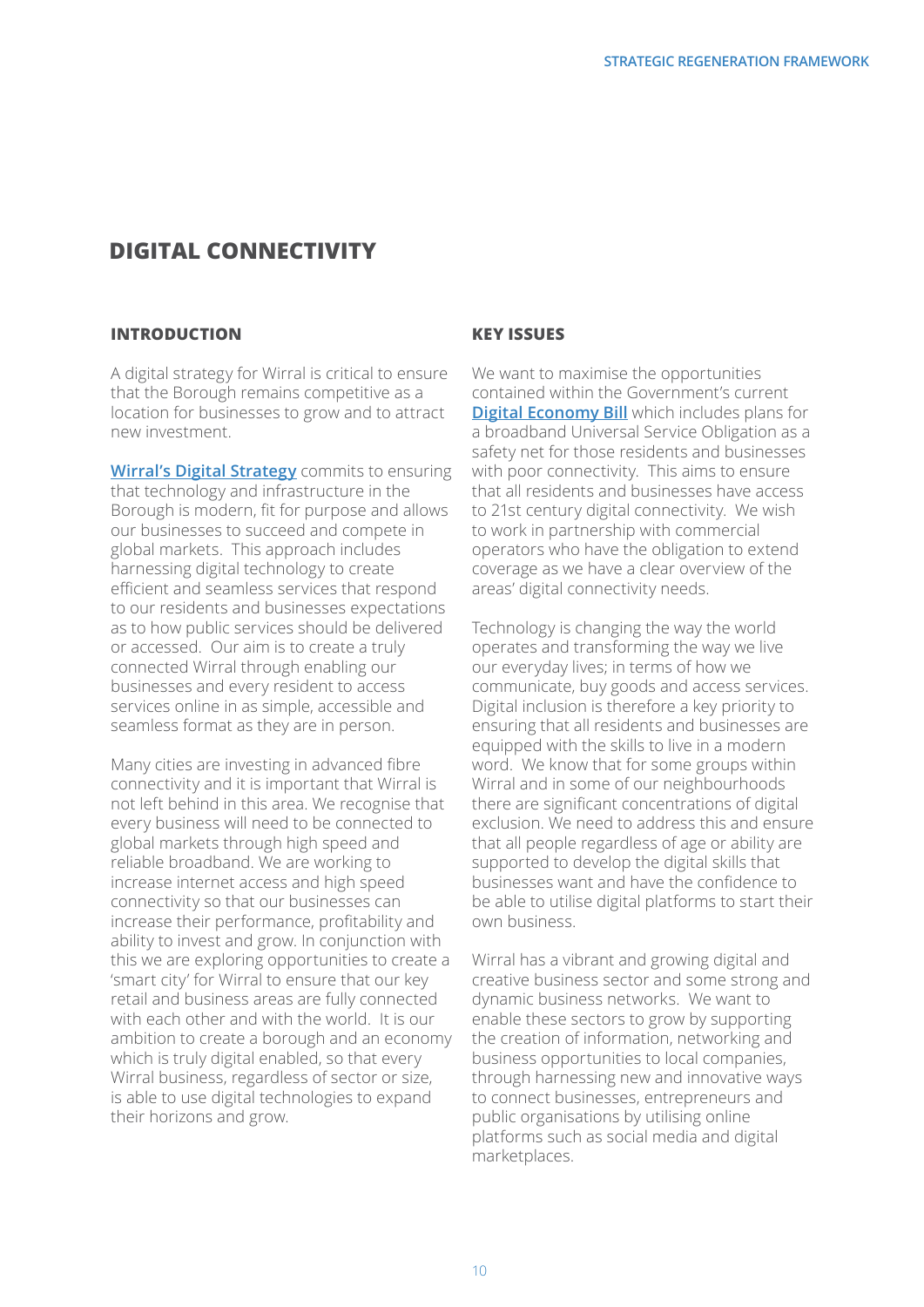# DIGITAL CONNECTIVITY

## INTRODUCTION

A digital strategy for Wirral is critical to ensure that the Borough remains competitive as a location for businesses to grow and to attract new investment.

**Wirral's Digital Strategy** commits to ensuring that technology and infrastructure in the Borough is modern, fit for purpose and allows our businesses to succeed and compete in global markets. This approach includes harnessing digital technology to create efficient and seamless services that respond to our residents and businesses expectations as to how public services should be delivered or accessed. Our aim is to create a truly connected Wirral through enabling our businesses and every resident to access services online in as simple, accessible and seamless format as they are in person.

Many cities are investing in advanced fibre connectivity and it is important that Wirral is not left behind in this area. We recognise that every business will need to be connected to global markets through high speed and reliable broadband. We are working to increase internet access and high speed connectivity so that our businesses can increase their performance, profitability and ability to invest and grow. In conjunction with this we are exploring opportunities to create a 'smart city' for Wirral to ensure that our key retail and business areas are fully connected with each other and with the world. It is our ambition to create a borough and an economy which is truly digital enabled, so that every Wirral business, regardless of sector or size, is able to use digital technologies to expand their horizons and grow.

## KEY ISSUES

We want to maximise the opportunities contained within the Government's current **Digital Economy Bill** which includes plans for a broadband Universal Service Obligation as a safety net for those residents and businesses with poor connectivity. This aims to ensure that all residents and businesses have access to 21st century digital connectivity. We wish to work in partnership with commercial operators who have the obligation to extend coverage as we have a clear overview of the areas' digital connectivity needs.

Technology is changing the way the world operates and transforming the way we live our everyday lives; in terms of how we communicate, buy goods and access services. Digital inclusion is therefore a key priority to ensuring that all residents and businesses are equipped with the skills to live in a modern word. We know that for some groups within Wirral and in some of our neighbourhoods there are significant concentrations of digital exclusion. We need to address this and ensure that all people regardless of age or ability are supported to develop the digital skills that businesses want and have the confidence to be able to utilise digital platforms to start their own business.

Wirral has a vibrant and growing digital and creative business sector and some strong and dynamic business networks. We want to enable these sectors to grow by supporting the creation of information, networking and business opportunities to local companies, through harnessing new and innovative ways to connect businesses, entrepreneurs and public organisations by utilising online platforms such as social media and digital marketplaces.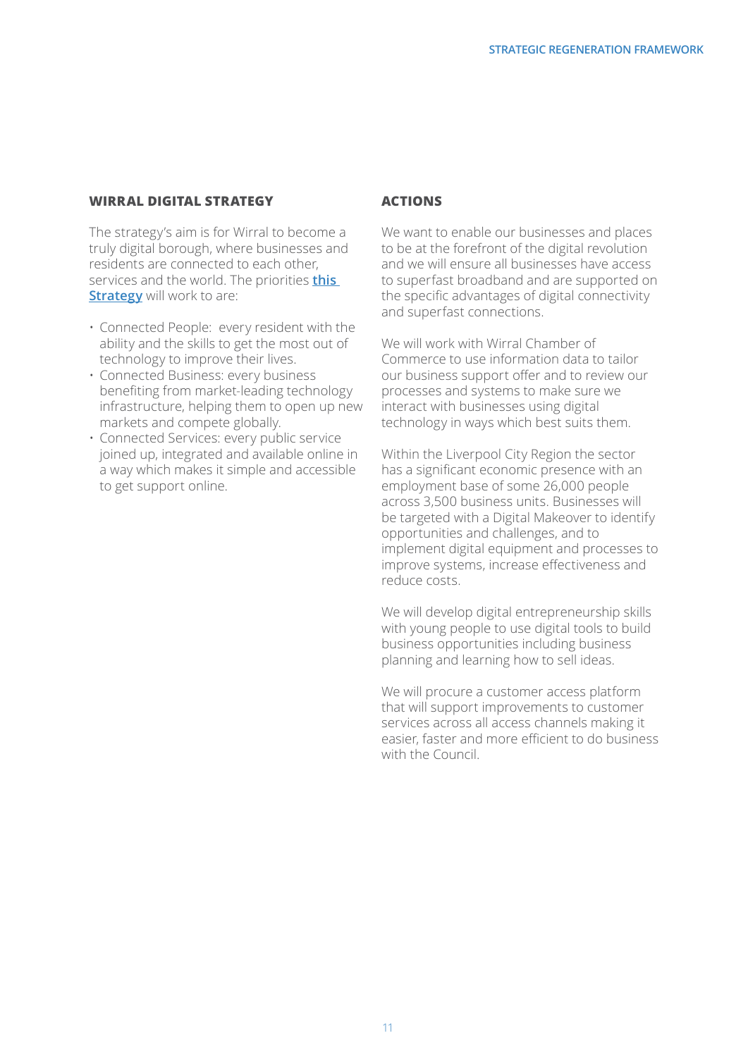## WIRRAL DIGITAL STRATEGY

The strategy's aim is for Wirral to become a truly digital borough, where businesses and residents are connected to each other, services and the world. The priorities **this Strategy** will work to are:

- Connected People: every resident with the ability and the skills to get the most out of technology to improve their lives.
- Connected Business: every business benefiting from market-leading technology infrastructure, helping them to open up new markets and compete globally.
- Connected Services: every public service joined up, integrated and available online in a way which makes it simple and accessible to get support online.

## ACTIONS

We want to enable our businesses and places to be at the forefront of the digital revolution and we will ensure all businesses have access to superfast broadband and are supported on the specific advantages of digital connectivity and superfast connections.

We will work with Wirral Chamber of Commerce to use information data to tailor our business support offer and to review our processes and systems to make sure we interact with businesses using digital technology in ways which best suits them.

Within the Liverpool City Region the sector has a significant economic presence with an employment base of some 26,000 people across 3,500 business units. Businesses will be targeted with a Digital Makeover to identify opportunities and challenges, and to implement digital equipment and processes to improve systems, increase effectiveness and reduce costs.

We will develop digital entrepreneurship skills with young people to use digital tools to build business opportunities including business planning and learning how to sell ideas.

We will procure a customer access platform that will support improvements to customer services across all access channels making it easier, faster and more efficient to do business with the Council.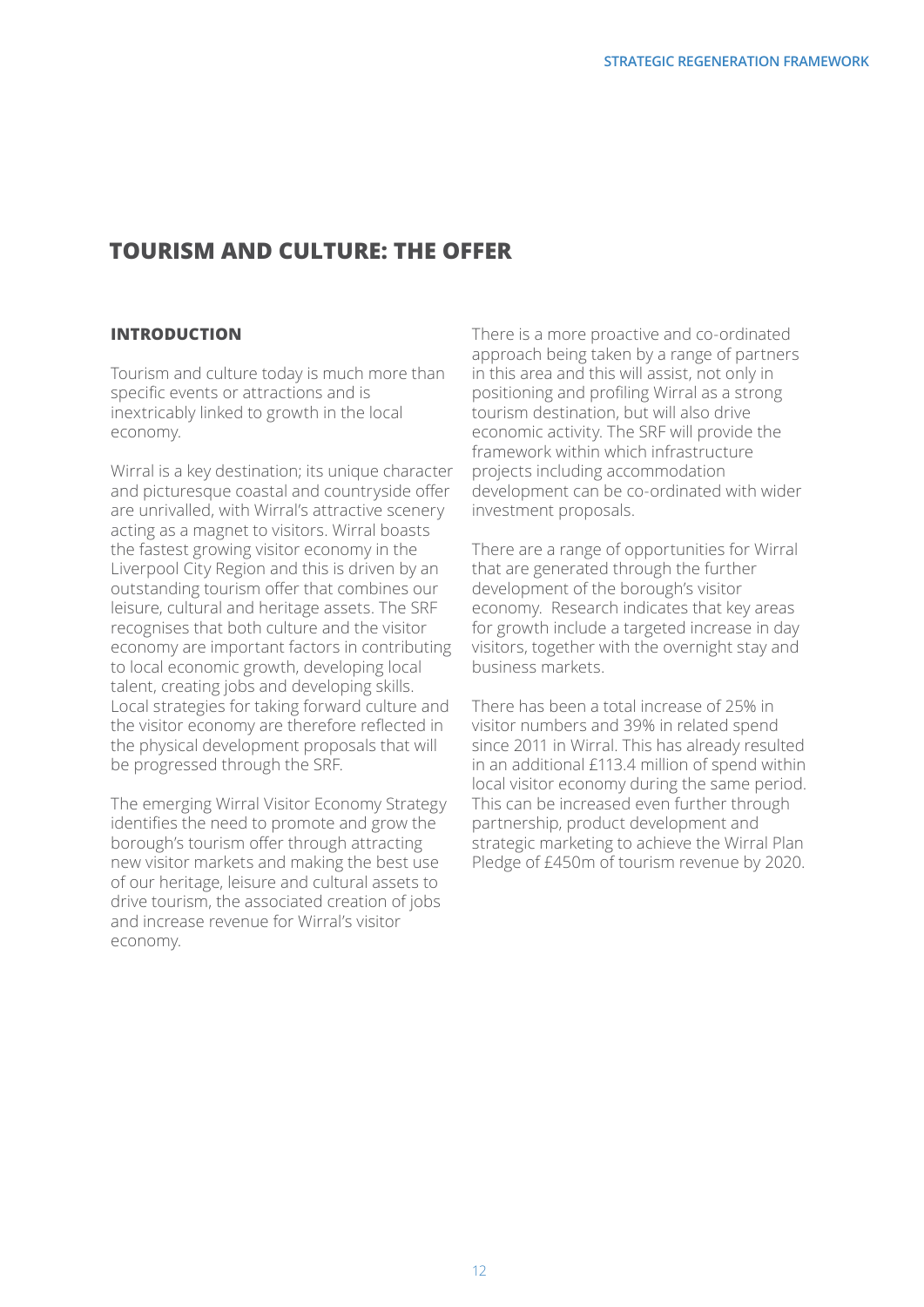# TOURISM AND CULTURE: THE OFFER

## INTRODUCTION

Tourism and culture today is much more than specific events or attractions and is inextricably linked to growth in the local economy.

Wirral is a key destination; its unique character and picturesque coastal and countryside offer are unrivalled, with Wirral's attractive scenery acting as a magnet to visitors. Wirral boasts the fastest growing visitor economy in the Liverpool City Region and this is driven by an outstanding tourism offer that combines our leisure, cultural and heritage assets. The SRF recognises that both culture and the visitor economy are important factors in contributing to local economic growth, developing local talent, creating jobs and developing skills. Local strategies for taking forward culture and the visitor economy are therefore reflected in the physical development proposals that will be progressed through the SRF.

The emerging Wirral Visitor Economy Strategy identifies the need to promote and grow the borough's tourism offer through attracting new visitor markets and making the best use of our heritage, leisure and cultural assets to drive tourism, the associated creation of jobs and increase revenue for Wirral's visitor economy.

There is a more proactive and co-ordinated approach being taken by a range of partners in this area and this will assist, not only in positioning and profiling Wirral as a strong tourism destination, but will also drive economic activity. The SRF will provide the framework within which infrastructure projects including accommodation development can be co-ordinated with wider investment proposals.

There are a range of opportunities for Wirral that are generated through the further development of the borough's visitor economy. Research indicates that key areas for growth include a targeted increase in day visitors, together with the overnight stay and business markets.

There has been a total increase of 25% in visitor numbers and 39% in related spend since 2011 in Wirral. This has already resulted in an additional £113.4 million of spend within local visitor economy during the same period. This can be increased even further through partnership, product development and strategic marketing to achieve the Wirral Plan Pledge of £450m of tourism revenue by 2020.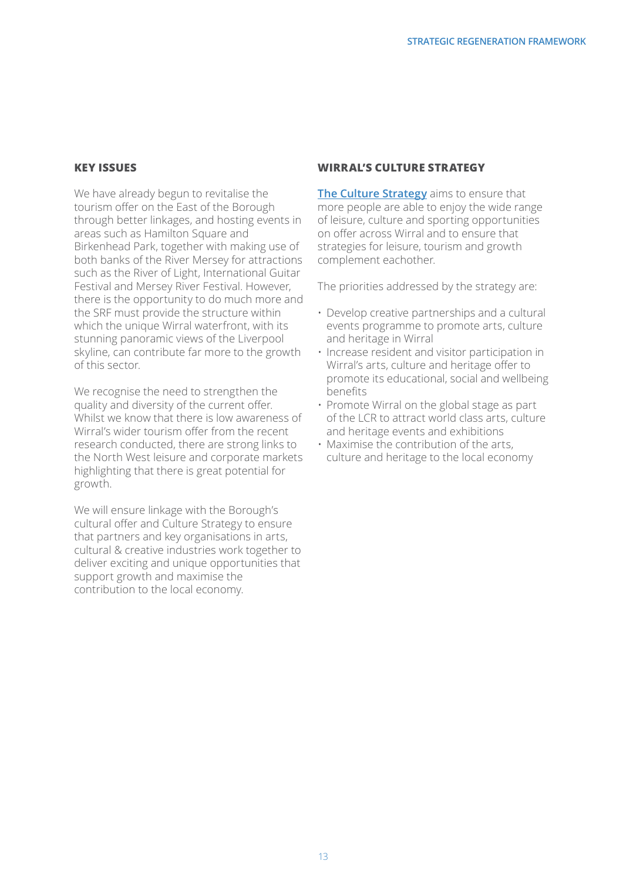## KEY ISSUES

We have already begun to revitalise the tourism offer on the East of the Borough through better linkages, and hosting events in areas such as Hamilton Square and Birkenhead Park, together with making use of both banks of the River Mersey for attractions such as the River of Light, International Guitar Festival and Mersey River Festival. However, there is the opportunity to do much more and the SRF must provide the structure within which the unique Wirral waterfront, with its stunning panoramic views of the Liverpool skyline, can contribute far more to the growth of this sector.

We recognise the need to strengthen the quality and diversity of the current offer. Whilst we know that there is low awareness of Wirral's wider tourism offer from the recent research conducted, there are strong links to the North West leisure and corporate markets highlighting that there is great potential for growth.

We will ensure linkage with the Borough's cultural offer and Culture Strategy to ensure that partners and key organisations in arts, cultural & creative industries work together to deliver exciting and unique opportunities that support growth and maximise the contribution to the local economy.

## WIRRAL'S CULTURE STRATEGY

**The Culture Strategy** aims to ensure that more people are able to enjoy the wide range of leisure, culture and sporting opportunities on offer across Wirral and to ensure that strategies for leisure, tourism and growth complement eachother.

The priorities addressed by the strategy are:

- Develop creative partnerships and a cultural events programme to promote arts, culture and heritage in Wirral
- Increase resident and visitor participation in Wirral's arts, culture and heritage offer to promote its educational, social and wellbeing benefits
- Promote Wirral on the global stage as part of the LCR to attract world class arts, culture and heritage events and exhibitions
- Maximise the contribution of the arts, culture and heritage to the local economy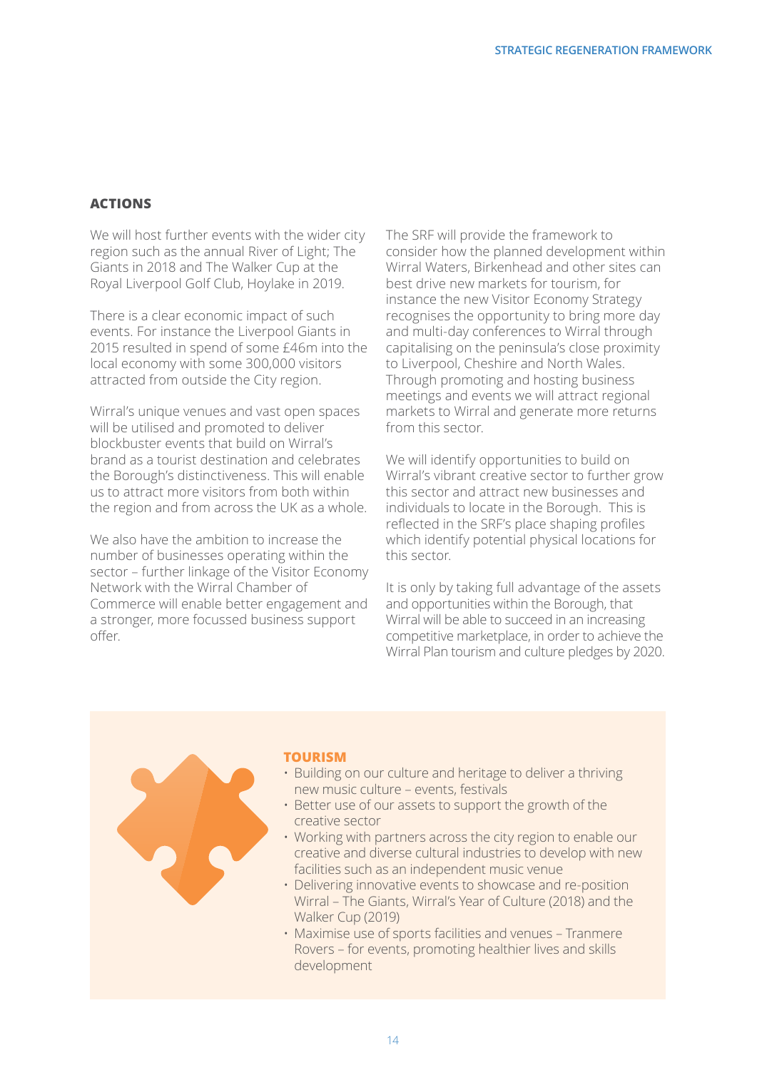## ACTIONS

We will host further events with the wider city region such as the annual River of Light; The Giants in 2018 and The Walker Cup at the Royal Liverpool Golf Club, Hoylake in 2019.

There is a clear economic impact of such events. For instance the Liverpool Giants in 2015 resulted in spend of some £46m into the local economy with some 300,000 visitors attracted from outside the City region.

Wirral's unique venues and vast open spaces will be utilised and promoted to deliver blockbuster events that build on Wirral's brand as a tourist destination and celebrates the Borough's distinctiveness. This will enable us to attract more visitors from both within the region and from across the UK as a whole.

We also have the ambition to increase the number of businesses operating within the sector – further linkage of the Visitor Economy Network with the Wirral Chamber of Commerce will enable better engagement and a stronger, more focussed business support offer.

The SRF will provide the framework to consider how the planned development within Wirral Waters, Birkenhead and other sites can best drive new markets for tourism, for instance the new Visitor Economy Strategy recognises the opportunity to bring more day and multi-day conferences to Wirral through capitalising on the peninsula's close proximity to Liverpool, Cheshire and North Wales. Through promoting and hosting business meetings and events we will attract regional markets to Wirral and generate more returns from this sector.

We will identify opportunities to build on Wirral's vibrant creative sector to further grow this sector and attract new businesses and individuals to locate in the Borough. This is reflected in the SRF's place shaping profiles which identify potential physical locations for this sector.

It is only by taking full advantage of the assets and opportunities within the Borough, that Wirral will be able to succeed in an increasing competitive marketplace, in order to achieve the Wirral Plan tourism and culture pledges by 2020.

### TOURISM

- Building on our culture and heritage to deliver a thriving new music culture – events, festivals
- Better use of our assets to support the growth of the creative sector
- Working with partners across the city region to enable our creative and diverse cultural industries to develop with new facilities such as an independent music venue
- Delivering innovative events to showcase and re-position Wirral – The Giants, Wirral's Year of Culture (2018) and the Walker Cup (2019)
- Maximise use of sports facilities and venues – Tranmere Rovers – for events, promoting healthier lives and skills development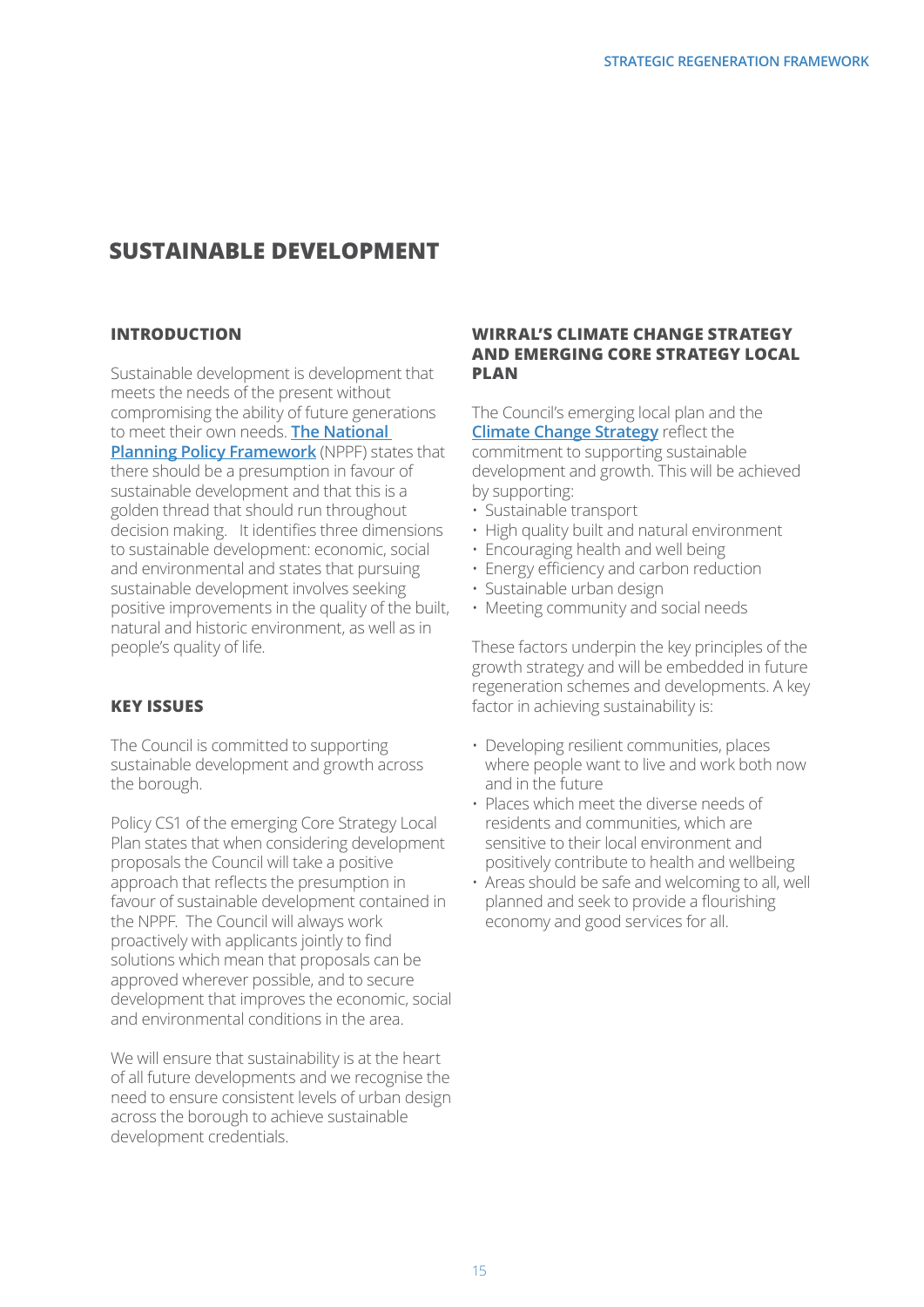# SUSTAINABLE DEVELOPMENT

## INTRODUCTION

Sustainable development is development that meets the needs of the present without compromising the ability of future generations to meet their own needs. **The National Planning Policy Framework** (NPPF) states that there should be a presumption in favour of sustainable development and that this is a golden thread that should run throughout decision making. It identifies three dimensions to sustainable development: economic, social and environmental and states that pursuing sustainable development involves seeking positive improvements in the quality of the built, natural and historic environment, as well as in people's quality of life.

## KEY ISSUES

The Council is committed to supporting sustainable development and growth across the borough.

Policy CS1 of the emerging Core Strategy Local Plan states that when considering development proposals the Council will take a positive approach that reflects the presumption in favour of sustainable development contained in the NPPF. The Council will always work proactively with applicants jointly to find solutions which mean that proposals can be approved wherever possible, and to secure development that improves the economic, social and environmental conditions in the area.

We will ensure that sustainability is at the heart of all future developments and we recognise the need to ensure consistent levels of urban design across the borough to achieve sustainable development credentials.

## WIRRAL'S CLIMATE CHANGE STRATEGY AND EMERGING CORE STRATEGY LOCAL PLAN

The Council's emerging local plan and the **Climate Change Strategy** reflect the commitment to supporting sustainable development and growth. This will be achieved by supporting:

- Sustainable transport
- High quality built and natural environment
- Encouraging health and well being
- Energy efficiency and carbon reduction
- Sustainable urban design
- Meeting community and social needs

These factors underpin the key principles of the growth strategy and will be embedded in future regeneration schemes and developments. A key factor in achieving sustainability is:

- Developing resilient communities, places where people want to live and work both now and in the future
- Places which meet the diverse needs of residents and communities, which are sensitive to their local environment and positively contribute to health and wellbeing
- Areas should be safe and welcoming to all, well planned and seek to provide a flourishing economy and good services for all.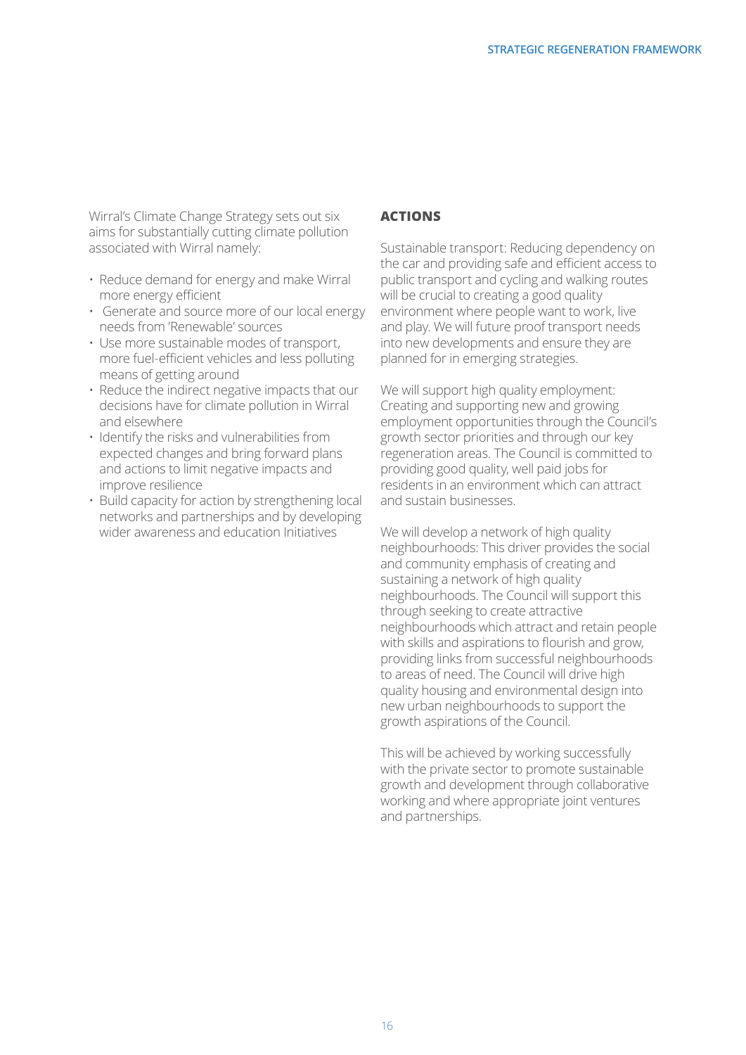Wirral's Climate Change Strategy sets out six aims for substantially cutting climate pollution associated with Wirral namely:

- Reduce demand for energy and make Wirral more energy efficient
- Generate and source more of our local energy needs from 'Renewable' sources
- Use more sustainable modes of transport, more fuel-efficient vehicles and less polluting means of getting around
- Reduce the indirect negative impacts that our decisions have for climate pollution in Wirral and elsewhere
- Identify the risks and vulnerabilities from expected changes and bring forward plans and actions to limit negative impacts and improve resilience
- Build capacity for action by strengthening local networks and partnerships and by developing wider awareness and education Initiatives

## ACTIONS

Sustainable transport: Reducing dependency on the car and providing safe and efficient access to public transport and cycling and walking routes will be crucial to creating a good quality environment where people want to work, live and play. We will future proof transport needs into new developments and ensure they are planned for in emerging strategies.

We will support high quality employment: Creating and supporting new and growing employment opportunities through the Council's growth sector priorities and through our key regeneration areas. The Council is committed to providing good quality, well paid jobs for residents in an environment which can attract and sustain businesses.

We will develop a network of high quality neighbourhoods: This driver provides the social and community emphasis of creating and sustaining a network of high quality neighbourhoods. The Council will support this through seeking to create attractive neighbourhoods which attract and retain people with skills and aspirations to flourish and grow, providing links from successful neighbourhoods to areas of need. The Council will drive high quality housing and environmental design into new urban neighbourhoods to support the growth aspirations of the Council.

This will be achieved by working successfully with the private sector to promote sustainable growth and development through collaborative working and where appropriate joint ventures and partnerships.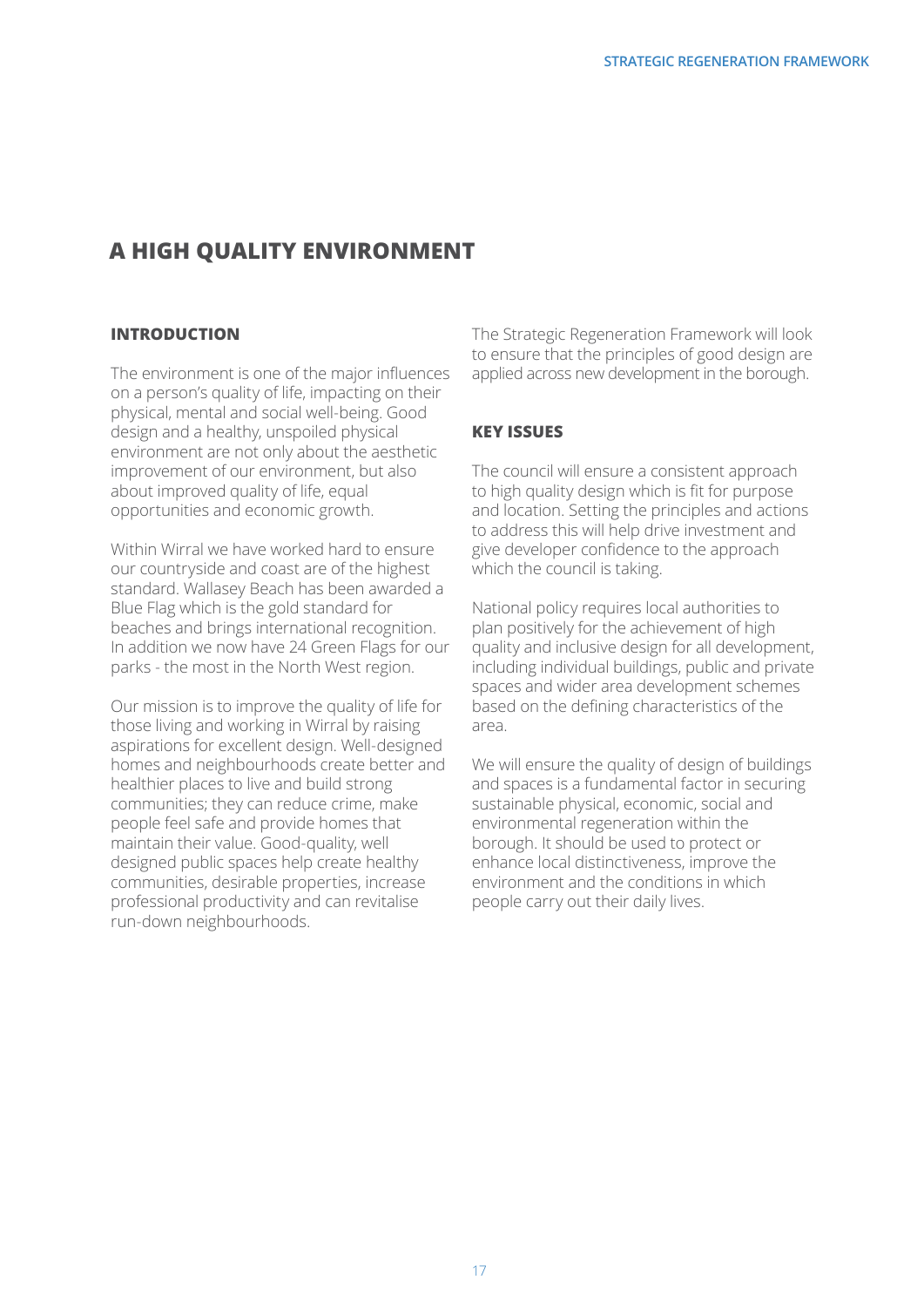# A HIGH QUALITY ENVIRONMENT

## INTRODUCTION

The environment is one of the major influences on a person's quality of life, impacting on their physical, mental and social well-being. Good design and a healthy, unspoiled physical environment are not only about the aesthetic improvement of our environment, but also about improved quality of life, equal opportunities and economic growth.

Within Wirral we have worked hard to ensure our countryside and coast are of the highest standard. Wallasey Beach has been awarded a Blue Flag which is the gold standard for beaches and brings international recognition. In addition we now have 24 Green Flags for our parks - the most in the North West region.

Our mission is to improve the quality of life for those living and working in Wirral by raising aspirations for excellent design. Well-designed homes and neighbourhoods create better and healthier places to live and build strong communities; they can reduce crime, make people feel safe and provide homes that maintain their value. Good-quality, well designed public spaces help create healthy communities, desirable properties, increase professional productivity and can revitalise run-down neighbourhoods.

The Strategic Regeneration Framework will look to ensure that the principles of good design are applied across new development in the borough.

## KEY ISSUES

The council will ensure a consistent approach to high quality design which is fit for purpose and location. Setting the principles and actions to address this will help drive investment and give developer confidence to the approach which the council is taking.

National policy requires local authorities to plan positively for the achievement of high quality and inclusive design for all development, including individual buildings, public and private spaces and wider area development schemes based on the defining characteristics of the area.

We will ensure the quality of design of buildings and spaces is a fundamental factor in securing sustainable physical, economic, social and environmental regeneration within the borough. It should be used to protect or enhance local distinctiveness, improve the environment and the conditions in which people carry out their daily lives.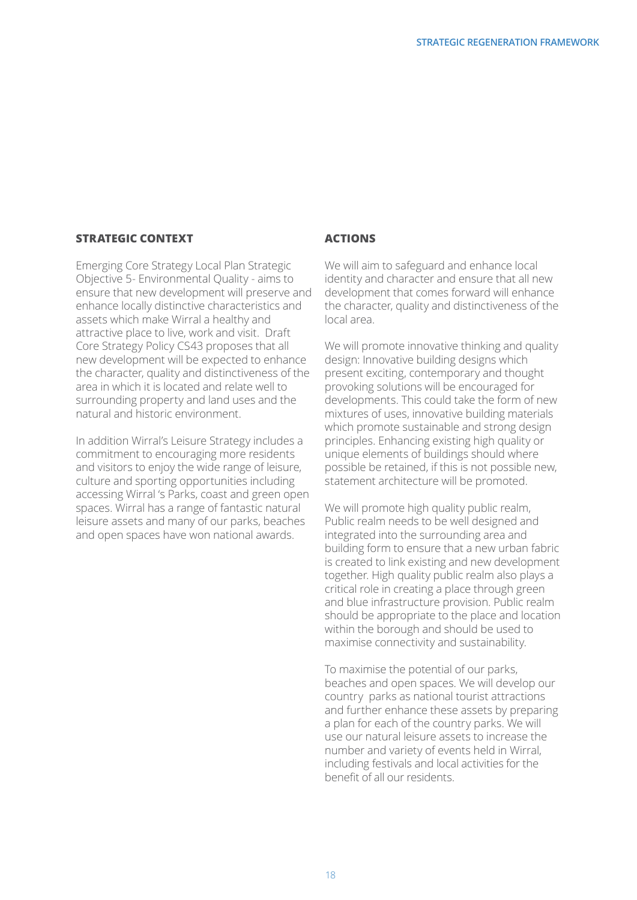## STRATEGIC CONTEXT

Emerging Core Strategy Local Plan Strategic Objective 5- Environmental Quality - aims to ensure that new development will preserve and enhance locally distinctive characteristics and assets which make Wirral a healthy and attractive place to live, work and visit. Draft Core Strategy Policy CS43 proposes that all new development will be expected to enhance the character, quality and distinctiveness of the area in which it is located and relate well to surrounding property and land uses and the natural and historic environment.

In addition Wirral's Leisure Strategy includes a commitment to encouraging more residents and visitors to enjoy the wide range of leisure, culture and sporting opportunities including accessing Wirral 's Parks, coast and green open spaces. Wirral has a range of fantastic natural leisure assets and many of our parks, beaches and open spaces have won national awards.

## ACTIONS

We will aim to safeguard and enhance local identity and character and ensure that all new development that comes forward will enhance the character, quality and distinctiveness of the local area.

We will promote innovative thinking and quality design: Innovative building designs which present exciting, contemporary and thought provoking solutions will be encouraged for developments. This could take the form of new mixtures of uses, innovative building materials which promote sustainable and strong design principles. Enhancing existing high quality or unique elements of buildings should where possible be retained, if this is not possible new, statement architecture will be promoted.

We will promote high quality public realm, Public realm needs to be well designed and integrated into the surrounding area and building form to ensure that a new urban fabric is created to link existing and new development together. High quality public realm also plays a critical role in creating a place through green and blue infrastructure provision. Public realm should be appropriate to the place and location within the borough and should be used to maximise connectivity and sustainability.

To maximise the potential of our parks, beaches and open spaces. We will develop our country parks as national tourist attractions and further enhance these assets by preparing a plan for each of the country parks. We will use our natural leisure assets to increase the number and variety of events held in Wirral, including festivals and local activities for the benefit of all our residents.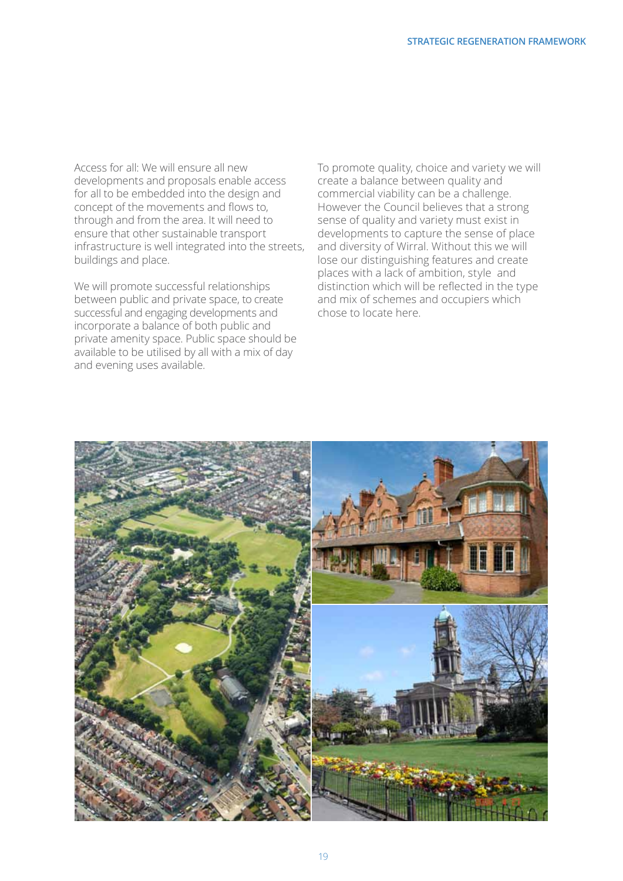Access for all: We will ensure all new developments and proposals enable access for all to be embedded into the design and concept of the movements and flows to, through and from the area. It will need to ensure that other sustainable transport infrastructure is well integrated into the streets, buildings and place.

We will promote successful relationships between public and private space, to create successful and engaging developments and incorporate a balance of both public and private amenity space. Public space should be available to be utilised by all with a mix of day and evening uses available.

To promote quality, choice and variety we will create a balance between quality and commercial viability can be a challenge. However the Council believes that a strong sense of quality and variety must exist in developments to capture the sense of place and diversity of Wirral. Without this we will lose our distinguishing features and create places with a lack of ambition, style and distinction which will be reflected in the type and mix of schemes and occupiers which chose to locate here.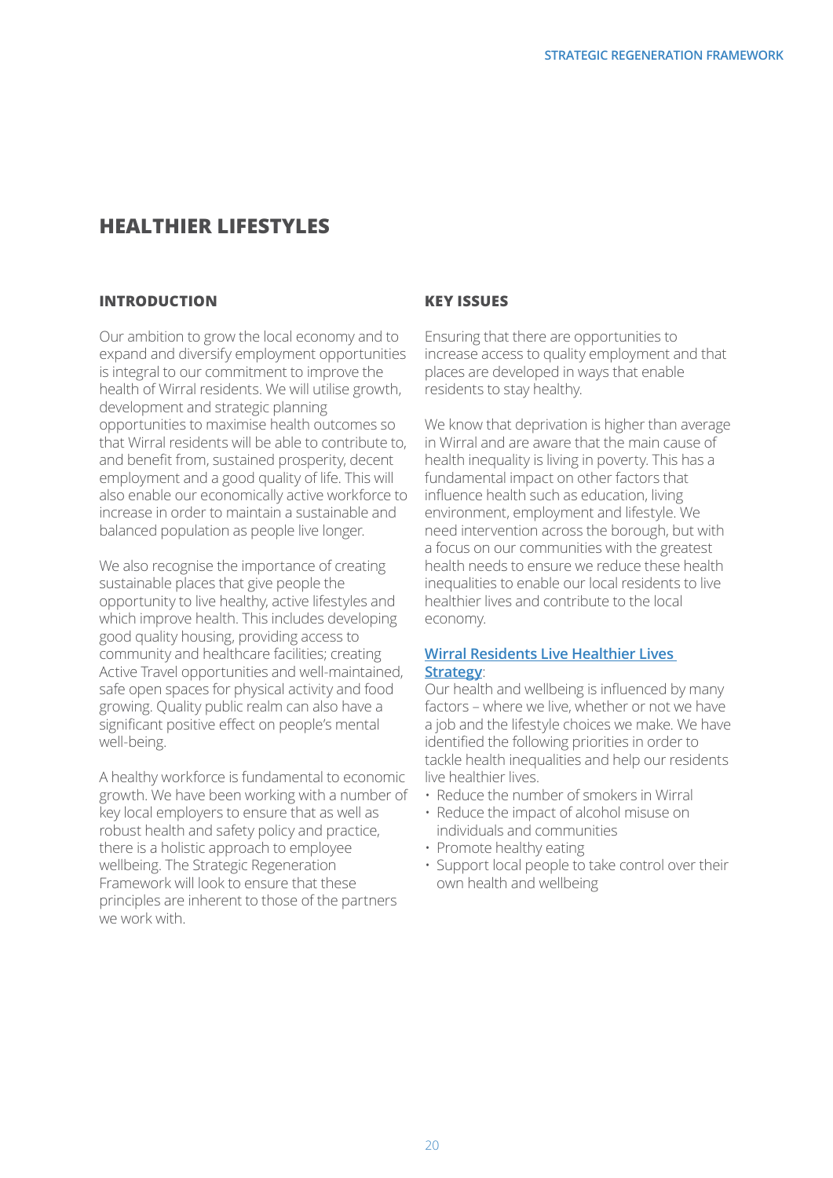# HEALTHIER LIFESTYLES

## INTRODUCTION

Our ambition to grow the local economy and to expand and diversify employment opportunities is integral to our commitment to improve the health of Wirral residents. We will utilise growth, development and strategic planning opportunities to maximise health outcomes so that Wirral residents will be able to contribute to, and benefit from, sustained prosperity, decent employment and a good quality of life. This will also enable our economically active workforce to increase in order to maintain a sustainable and balanced population as people live longer.

We also recognise the importance of creating sustainable places that give people the opportunity to live healthy, active lifestyles and which improve health. This includes developing good quality housing, providing access to community and healthcare facilities; creating Active Travel opportunities and well-maintained, safe open spaces for physical activity and food growing. Quality public realm can also have a significant positive effect on people's mental well-being.

A healthy workforce is fundamental to economic growth. We have been working with a number of key local employers to ensure that as well as robust health and safety policy and practice, there is a holistic approach to employee wellbeing. The Strategic Regeneration Framework will look to ensure that these principles are inherent to those of the partners we work with.

## KEY ISSUES

Ensuring that there are opportunities to increase access to quality employment and that places are developed in ways that enable residents to stay healthy.

We know that deprivation is higher than average in Wirral and are aware that the main cause of health inequality is living in poverty. This has a fundamental impact on other factors that influence health such as education, living environment, employment and lifestyle. We need intervention across the borough, but with a focus on our communities with the greatest health needs to ensure we reduce these health inequalities to enable our local residents to live healthier lives and contribute to the local economy.

**Wirral Residents Live Healthier Lives Strategy**:
Our health and wellbeing is influenced by many factors – where we live, whether or not we have a job and the lifestyle choices we make. We have identified the following priorities in order to tackle health inequalities and help our residents live healthier lives.

- Reduce the number of smokers in Wirral
- Reduce the impact of alcohol misuse on individuals and communities
- Promote healthy eating
- Support local people to take control over their own health and wellbeing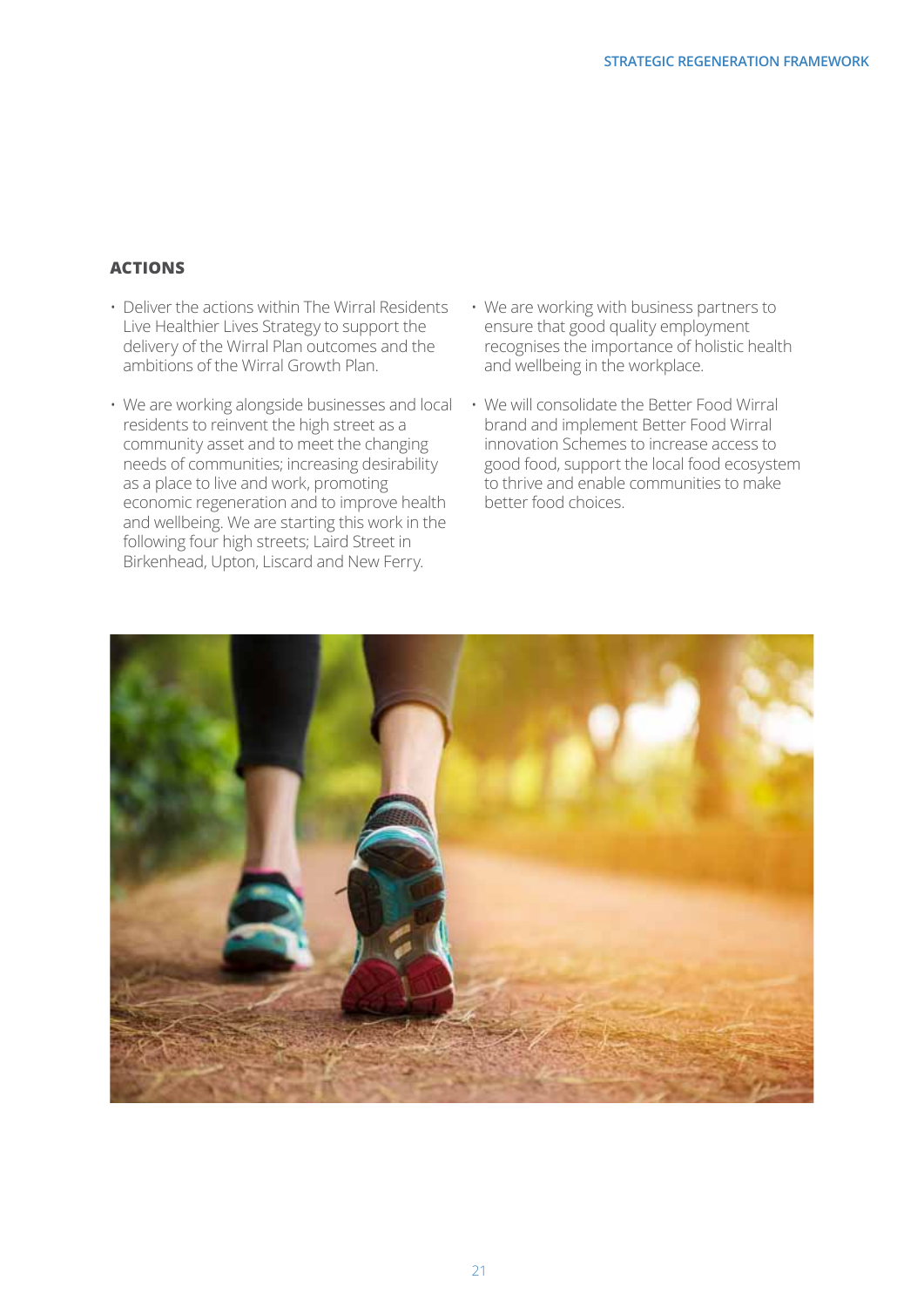## ACTIONS

- Deliver the actions within The Wirral Residents Live Healthier Lives Strategy to support the delivery of the Wirral Plan outcomes and the ambitions of the Wirral Growth Plan.
- We are working alongside businesses and local residents to reinvent the high street as a community asset and to meet the changing needs of communities; increasing desirability as a place to live and work, promoting economic regeneration and to improve health and wellbeing. We are starting this work in the following four high streets; Laird Street in Birkenhead, Upton, Liscard and New Ferry.
- We are working with business partners to ensure that good quality employment recognises the importance of holistic health and wellbeing in the workplace.
- We will consolidate the Better Food Wirral brand and implement Better Food Wirral innovation Schemes to increase access to good food, support the local food ecosystem to thrive and enable communities to make better food choices.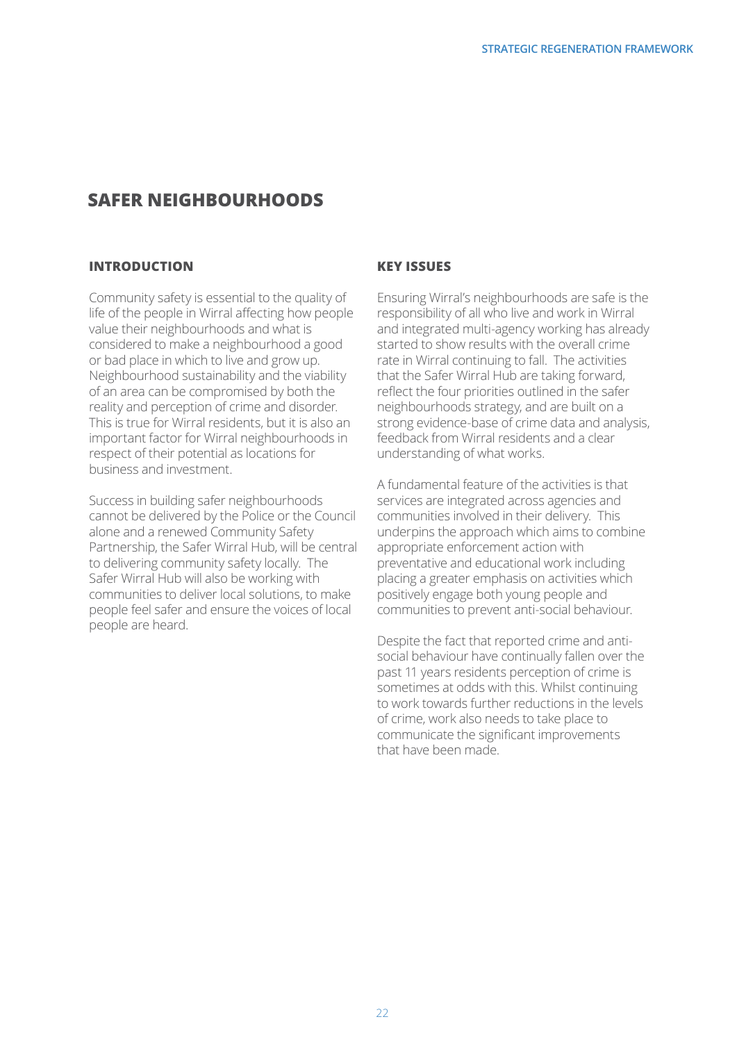# SAFER NEIGHBOURHOODS

## INTRODUCTION

Community safety is essential to the quality of life of the people in Wirral affecting how people value their neighbourhoods and what is considered to make a neighbourhood a good or bad place in which to live and grow up. Neighbourhood sustainability and the viability of an area can be compromised by both the reality and perception of crime and disorder. This is true for Wirral residents, but it is also an important factor for Wirral neighbourhoods in respect of their potential as locations for business and investment.

Success in building safer neighbourhoods cannot be delivered by the Police or the Council alone and a renewed Community Safety Partnership, the Safer Wirral Hub, will be central to delivering community safety locally. The Safer Wirral Hub will also be working with communities to deliver local solutions, to make people feel safer and ensure the voices of local people are heard.

## KEY ISSUES

Ensuring Wirral's neighbourhoods are safe is the responsibility of all who live and work in Wirral and integrated multi-agency working has already started to show results with the overall crime rate in Wirral continuing to fall. The activities that the Safer Wirral Hub are taking forward, reflect the four priorities outlined in the safer neighbourhoods strategy, and are built on a strong evidence-base of crime data and analysis, feedback from Wirral residents and a clear understanding of what works.

A fundamental feature of the activities is that services are integrated across agencies and communities involved in their delivery. This underpins the approach which aims to combine appropriate enforcement action with preventative and educational work including placing a greater emphasis on activities which positively engage both young people and communities to prevent anti-social behaviour.

Despite the fact that reported crime and anti-social behaviour have continually fallen over the past 11 years residents perception of crime is sometimes at odds with this. Whilst continuing to work towards further reductions in the levels of crime, work also needs to take place to communicate the significant improvements that have been made.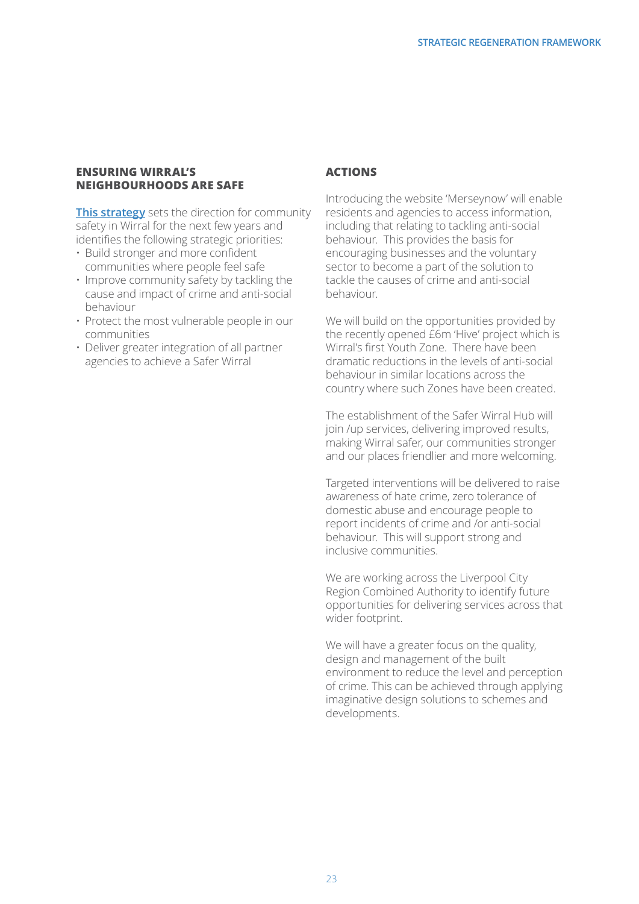## ENSURING WIRRAL'S NEIGHBOURHOODS ARE SAFE

**This strategy** sets the direction for community safety in Wirral for the next few years and identifies the following strategic priorities:

- Build stronger and more confident communities where people feel safe
- Improve community safety by tackling the cause and impact of crime and anti-social behaviour
- Protect the most vulnerable people in our communities
- Deliver greater integration of all partner agencies to achieve a Safer Wirral

## ACTIONS

Introducing the website 'Merseynow' will enable residents and agencies to access information, including that relating to tackling anti-social behaviour. This provides the basis for encouraging businesses and the voluntary sector to become a part of the solution to tackle the causes of crime and anti-social behaviour.

We will build on the opportunities provided by the recently opened £6m 'Hive' project which is Wirral's first Youth Zone. There have been dramatic reductions in the levels of anti-social behaviour in similar locations across the country where such Zones have been created.

The establishment of the Safer Wirral Hub will join /up services, delivering improved results, making Wirral safer, our communities stronger and our places friendlier and more welcoming.

Targeted interventions will be delivered to raise awareness of hate crime, zero tolerance of domestic abuse and encourage people to report incidents of crime and /or anti-social behaviour. This will support strong and inclusive communities.

We are working across the Liverpool City Region Combined Authority to identify future opportunities for delivering services across that wider footprint.

We will have a greater focus on the quality, design and management of the built environment to reduce the level and perception of crime. This can be achieved through applying imaginative design solutions to schemes and developments.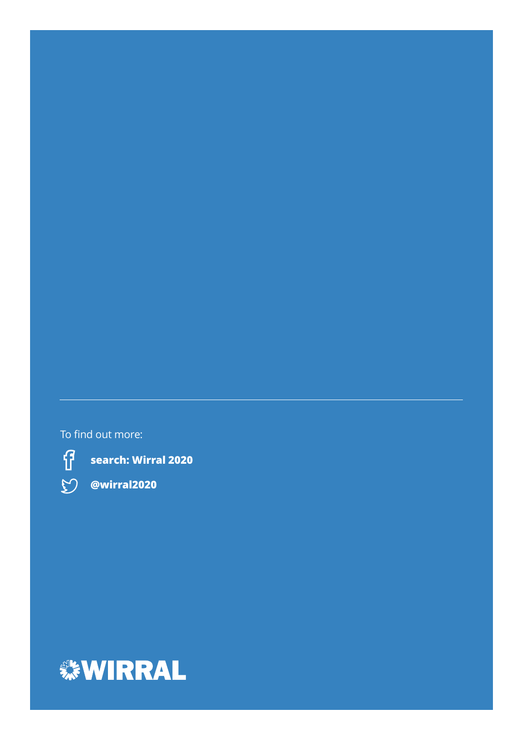To find out more:

**search: Wirral 2020**

**@wirral2020**

WIRRAL